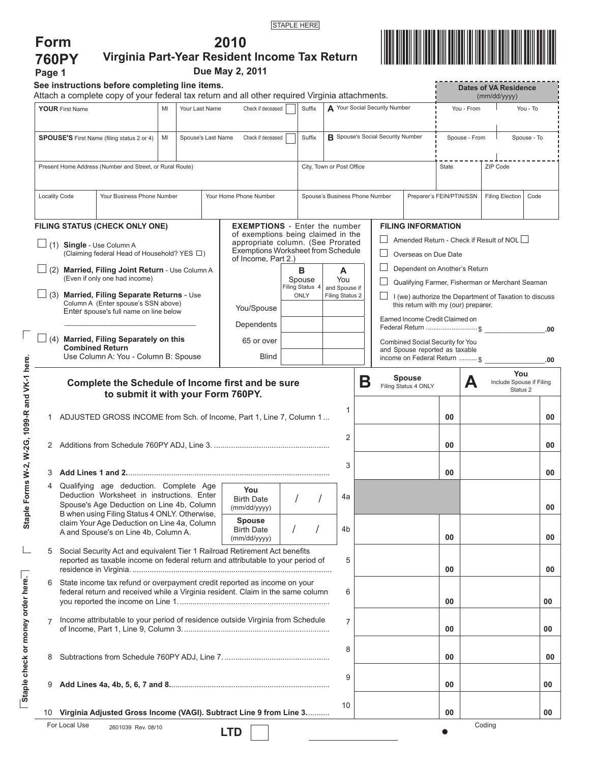STAPLE HERE

# Form 760PY Page 1

## 2010 Virginia Part-Year Resident Income Tax Return

**Due May 2, 2011**

**See instructions before completing line items.**
Attach a complete copy of your federal tax return and all other required Virginia attachments.

| **YOUR** First Name | MI | Your Last Name | Check if deceased ☐ | Suffix | A Your Social Security Number | Dates of VA Residence (mm/dd/yyyy) You - From | You - To |
|---|---|---|---|---|---|---|---|
| **SPOUSE'S** First Name (filing status 2 or 4) | MI | Spouse's Last Name | Check if deceased ☐ | Suffix | B Spouse's Social Security Number | Spouse - From | Spouse - To |

| Present Home Address (Number and Street, or Rural Route) | City, Town or Post Office | State | ZIP Code |
|---|---|---|---|

| Locality Code | Your Business Phone Number | Your Home Phone Number | Spouse's Business Phone Number | Preparer's FEIN/PTIN/SSN | Filing Election | Code |
|---|---|---|---|---|---|---|

**FILING STATUS (CHECK ONLY ONE)**

☐ (1) **Single** - Use Column A
(Claiming federal Head of Household? YES ☐)

☐ (2) **Married, Filing Joint Return** - Use Column A
(Even if only one had income)

☐ (3) **Married, Filing Separate Returns** - Use Column A (Enter spouse's SSN above)
Enter spouse's full name on line below
\_\_\_\_\_\_\_\_\_\_\_\_\_\_\_\_\_\_\_\_\_\_\_\_\_\_\_\_\_\_

☐ (4) **Married, Filing Separately on this Combined Return**
Use Column A: You - Column B: Spouse

**EXEMPTIONS** - Enter the number of exemptions being claimed in the appropriate column. (See Prorated Exemptions Worksheet from Schedule of Income, Part 2.)

| | B Spouse Filing Status 4 ONLY | A You and Spouse if Filing Status 2 |
|---|---|---|
| You/Spouse | | |
| Dependents | | |
| 65 or over | | |
| Blind | | |

**FILING INFORMATION**

☐ Amended Return - Check if Result of NOL ☐

☐ Overseas on Due Date

☐ Dependent on Another's Return

☐ Qualifying Farmer, Fisherman or Merchant Seaman

☐ I (we) authorize the Department of Taxation to discuss this return with my (our) preparer.

Earned Income Credit Claimed on Federal Return ............ $ \_\_\_\_\_\_\_\_\_\_.00

Combined Social Security for You and Spouse reported as taxable income on Federal Return .......... $ \_\_\_\_\_\_\_\_\_\_.00

**Complete the Schedule of Income first and be sure to submit it with your Form 760PY.**

| | | | B Spouse Filing Status 4 ONLY | A You Include Spouse if Filing Status 2 |
|---|---|---|---|---|
| 1 | ADJUSTED GROSS INCOME from Sch. of Income, Part 1, Line 7, Column 1 ... | 1 | 00 | 00 |
| 2 | Additions from Schedule 760PY ADJ, Line 3. ......... | 2 | 00 | 00 |
| 3 | **Add Lines 1 and 2.**......... | 3 | 00 | 00 |
| 4 | Qualifying age deduction. Complete Age Deduction Worksheet in instructions. Enter Spouse's Age Deduction on Line 4b, Column B when using Filing Status 4 ONLY. Otherwise, claim Your Age Deduction on Line 4a, Column A and Spouse's on Line 4b, Column A. **You** Birth Date (mm/dd/yyyy) / / | 4a | | 00 |
| | **Spouse** Birth Date (mm/dd/yyyy) / / | 4b | 00 | 00 |
| 5 | Social Security Act and equivalent Tier 1 Railroad Retirement Act benefits reported as taxable income on federal return and attributable to your period of residence in Virginia. ......... | 5 | 00 | 00 |
| 6 | State income tax refund or overpayment credit reported as income on your federal return and received while a Virginia resident. Claim in the same column you reported the income on Line 1. ......... | 6 | 00 | 00 |
| 7 | Income attributable to your period of residence outside Virginia from Schedule of Income, Part 1, Line 9, Column 3. ......... | 7 | 00 | 00 |
| 8 | Subtractions from Schedule 760PY ADJ, Line 7. ......... | 8 | 00 | 00 |
| 9 | **Add Lines 4a, 4b, 5, 6, 7 and 8.**......... | 9 | 00 | 00 |
| 10 | **Virginia Adjusted Gross Income (VAGI). Subtract Line 9 from Line 3.**......... | 10 | 00 | 00 |

Staple Forms W-2, W-2G, 1099-R and VK-1 here.

Staple check or money order here.

For Local Use 2601039 Rev. 08/10

LTD ☐

Coding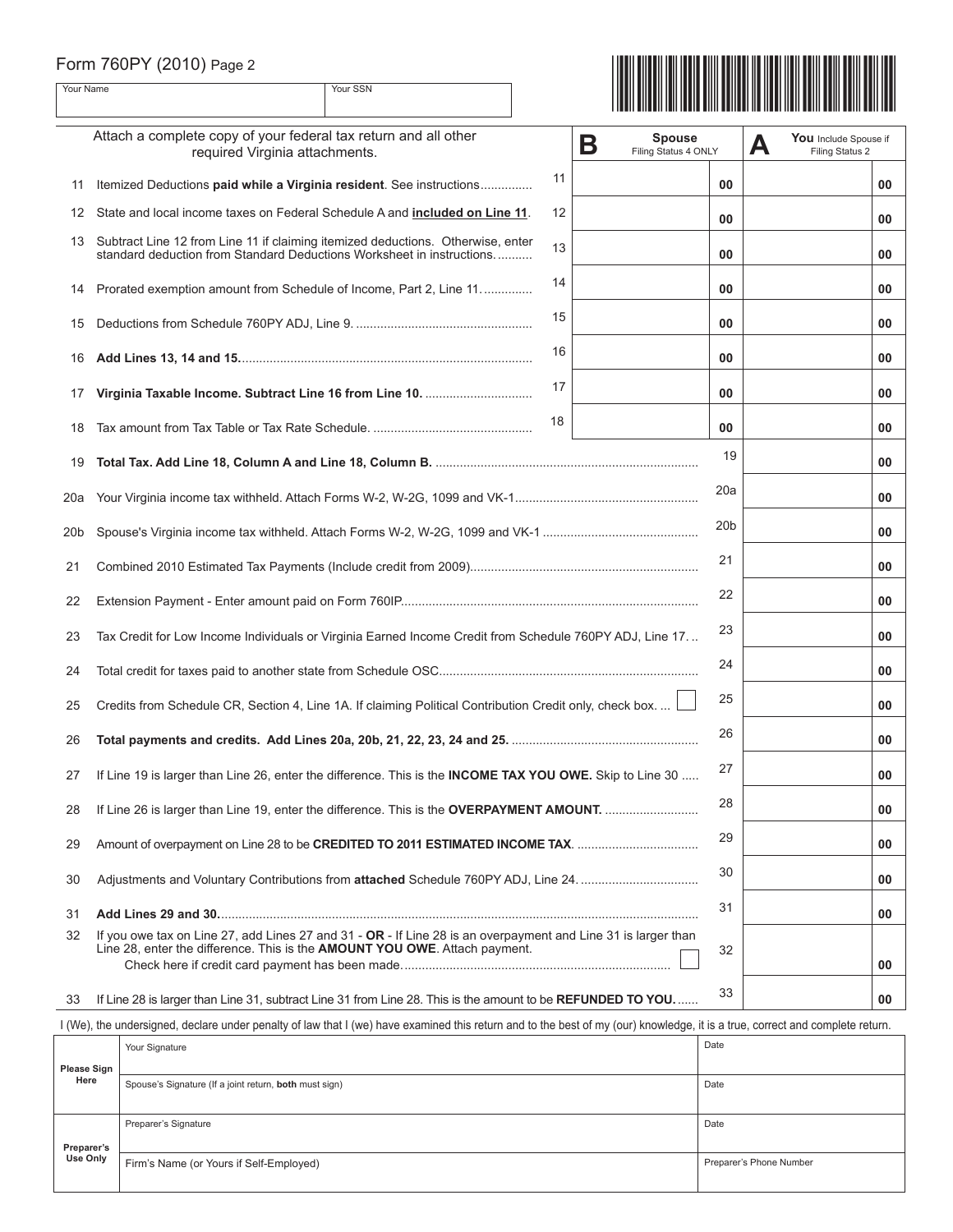# Form 760PY (2010) Page 2

| Your Name | Your SSN |
|---|---|
| | |

| | Attach a complete copy of your federal tax return and all other required Virginia attachments. | | **B** Spouse Filing Status 4 ONLY | **A** You Include Spouse if Filing Status 2 |
|---|---|---|---|---|
| 11 | Itemized Deductions **paid while a Virginia resident**. See instructions.............. | 11 | 00 | 00 |
| 12 | State and local income taxes on Federal Schedule A and **included on Line 11**. | 12 | 00 | 00 |
| 13 | Subtract Line 12 from Line 11 if claiming itemized deductions. Otherwise, enter standard deduction from Standard Deductions Worksheet in instructions.......... | 13 | 00 | 00 |
| 14 | Prorated exemption amount from Schedule of Income, Part 2, Line 11.............. | 14 | 00 | 00 |
| 15 | Deductions from Schedule 760PY ADJ, Line 9. .................................................. | 15 | 00 | 00 |
| 16 | **Add Lines 13, 14 and 15.**................................................................................... | 16 | 00 | 00 |
| 17 | **Virginia Taxable Income. Subtract Line 16 from Line 10.** ............................... | 17 | 00 | 00 |
| 18 | Tax amount from Tax Table or Tax Rate Schedule. ............................................. | 18 | 00 | 00 |

| | | | |
|---|---|---|---|
| 19 | **Total Tax. Add Line 18, Column A and Line 18, Column B.** ........................................................................... | 19 | 00 |
| 20a | Your Virginia income tax withheld. Attach Forms W-2, W-2G, 1099 and VK-1.................................................... | 20a | 00 |
| 20b | Spouse's Virginia income tax withheld. Attach Forms W-2, W-2G, 1099 and VK-1 ............................................ | 20b | 00 |
| 21 | Combined 2010 Estimated Tax Payments (Include credit from 2009)................................................................. | 21 | 00 |
| 22 | Extension Payment - Enter amount paid on Form 760IP...................................................................................... | 22 | 00 |
| 23 | Tax Credit for Low Income Individuals or Virginia Earned Income Credit from Schedule 760PY ADJ, Line 17. .. | 23 | 00 |
| 24 | Total credit for taxes paid to another state from Schedule OSC.......................................................................... | 24 | 00 |
| 25 | Credits from Schedule CR, Section 4, Line 1A. If claiming Political Contribution Credit only, check box. ... ☐ | 25 | 00 |
| 26 | **Total payments and credits. Add Lines 20a, 20b, 21, 22, 23, 24 and 25.** ...................................................... | 26 | 00 |
| 27 | If Line 19 is larger than Line 26, enter the difference. This is the **INCOME TAX YOU OWE.** Skip to Line 30 ..... | 27 | 00 |
| 28 | If Line 26 is larger than Line 19, enter the difference. This is the **OVERPAYMENT AMOUNT.** .......................... | 28 | 00 |
| 29 | Amount of overpayment on Line 28 to be **CREDITED TO 2011 ESTIMATED INCOME TAX**. .................................. | 29 | 00 |
| 30 | Adjustments and Voluntary Contributions from **attached** Schedule 760PY ADJ, Line 24. ................................. | 30 | 00 |
| 31 | **Add Lines 29 and 30.**.......................................................................................................................... | 31 | 00 |
| 32 | If you owe tax on Line 27, add Lines 27 and 31 - **OR** - If Line 28 is an overpayment and Line 31 is larger than Line 28, enter the difference. This is the **AMOUNT YOU OWE**. Attach payment. Check here if credit card payment has been made............................................................................ ☐ | 32 | 00 |
| 33 | If Line 28 is larger than Line 31, subtract Line 31 from Line 28. This is the amount to be **REFUNDED TO YOU.** ...... | 33 | 00 |

I (We), the undersigned, declare under penalty of law that I (we) have examined this return and to the best of my (our) knowledge, it is a true, correct and complete return.

| | | |
|---|---|---|
| **Please Sign Here** | Your Signature | Date |
| | Spouse's Signature (If a joint return, **both** must sign) | Date |
| **Preparer's Use Only** | Preparer's Signature | Date |
| | Firm's Name (or Yours if Self-Employed) | Preparer's Phone Number |